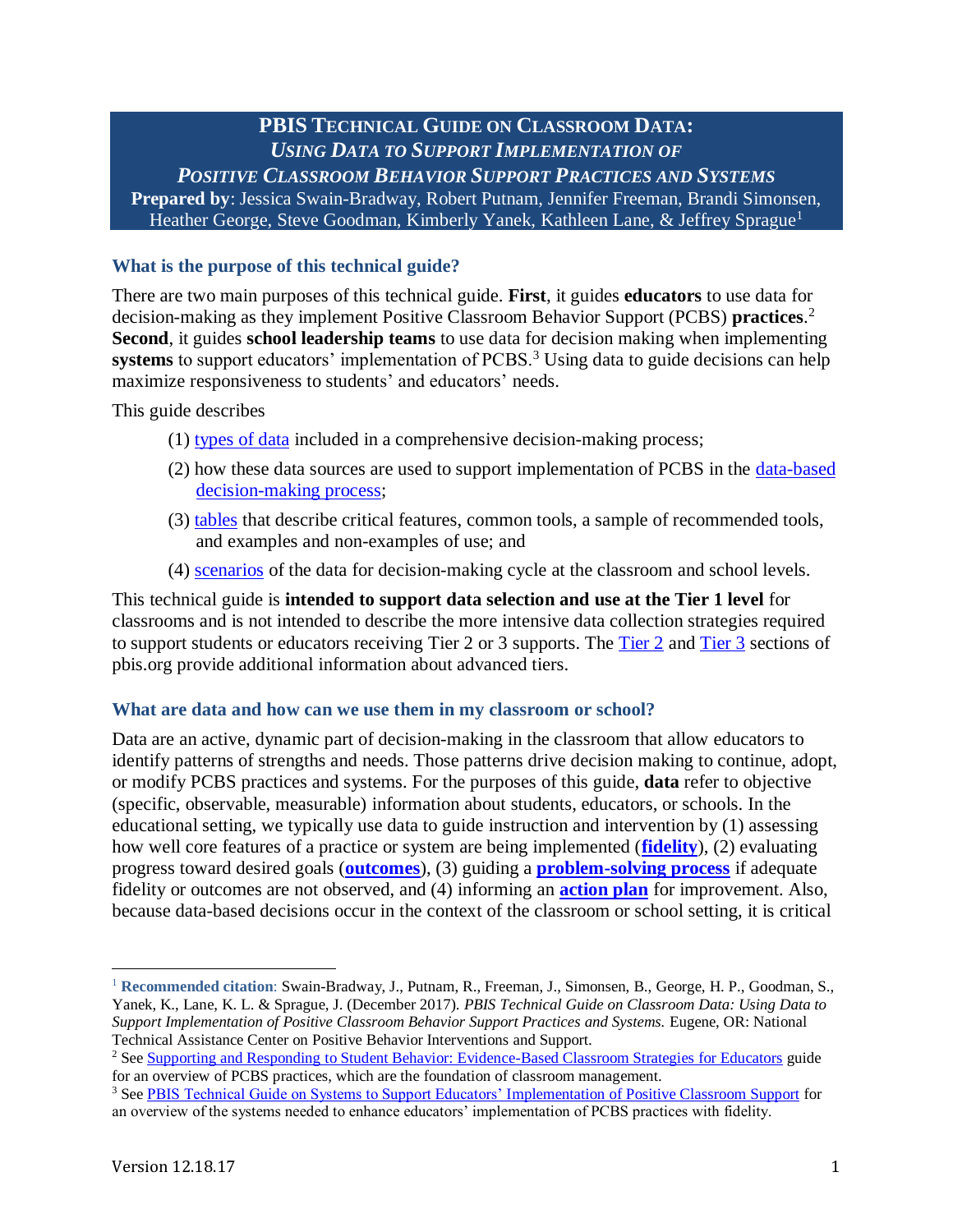# PBIS Technical Guide on Classroom Data: *Using Data to Support Implementation of Positive Classroom Behavior Support Practices and Systems*

**Prepared by**: Jessica Swain-Bradway, Robert Putnam, Jennifer Freeman, Brandi Simonsen, Heather George, Steve Goodman, Kimberly Yanek, Kathleen Lane, & Jeffrey Sprague[1]

## What is the purpose of this technical guide?

There are two main purposes of this technical guide. **First**, it guides **educators** to use data for decision-making as they implement Positive Classroom Behavior Support (PCBS) **practices**.[2] **Second**, it guides **school leadership teams** to use data for decision making when implementing **systems** to support educators' implementation of PCBS.[3] Using data to guide decisions can help maximize responsiveness to students' and educators' needs.

This guide describes

(1) types of data included in a comprehensive decision-making process;

(2) how these data sources are used to support implementation of PCBS in the data-based decision-making process;

(3) tables that describe critical features, common tools, a sample of recommended tools, and examples and non-examples of use; and

(4) scenarios of the data for decision-making cycle at the classroom and school levels.

This technical guide is **intended to support data selection and use at the Tier 1 level** for classrooms and is not intended to describe the more intensive data collection strategies required to support students or educators receiving Tier 2 or 3 supports. The Tier 2 and Tier 3 sections of pbis.org provide additional information about advanced tiers.

## What are data and how can we use them in my classroom or school?

Data are an active, dynamic part of decision-making in the classroom that allow educators to identify patterns of strengths and needs. Those patterns drive decision making to continue, adopt, or modify PCBS practices and systems. For the purposes of this guide, **data** refer to objective (specific, observable, measurable) information about students, educators, or schools. In the educational setting, we typically use data to guide instruction and intervention by (1) assessing how well core features of a practice or system are being implemented (**fidelity**), (2) evaluating progress toward desired goals (**outcomes**), (3) guiding a **problem-solving process** if adequate fidelity or outcomes are not observed, and (4) informing an **action plan** for improvement. Also, because data-based decisions occur in the context of the classroom or school setting, it is critical

---

[1] **Recommended citation**: Swain-Bradway, J., Putnam, R., Freeman, J., Simonsen, B., George, H. P., Goodman, S., Yanek, K., Lane, K. L. & Sprague, J. (December 2017). *PBIS Technical Guide on Classroom Data: Using Data to Support Implementation of Positive Classroom Behavior Support Practices and Systems.* Eugene, OR: National Technical Assistance Center on Positive Behavior Interventions and Support.

[2] See Supporting and Responding to Student Behavior: Evidence-Based Classroom Strategies for Educators guide for an overview of PCBS practices, which are the foundation of classroom management.

[3] See PBIS Technical Guide on Systems to Support Educators' Implementation of Positive Classroom Support for an overview of the systems needed to enhance educators' implementation of PCBS practices with fidelity.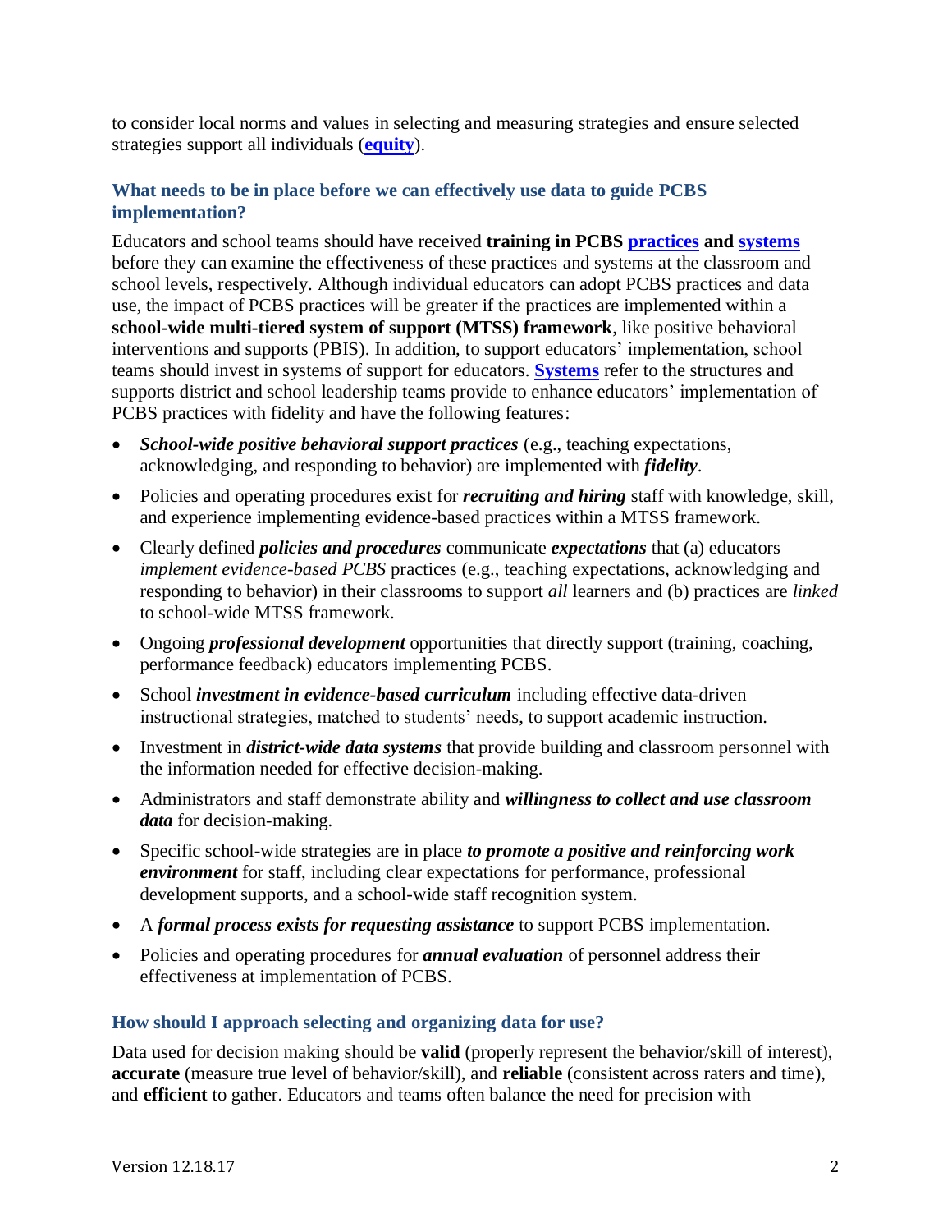to consider local norms and values in selecting and measuring strategies and ensure selected strategies support all individuals (**equity**).

### What needs to be in place before we can effectively use data to guide PCBS implementation?

Educators and school teams should have received **training in PCBS practices and systems** before they can examine the effectiveness of these practices and systems at the classroom and school levels, respectively. Although individual educators can adopt PCBS practices and data use, the impact of PCBS practices will be greater if the practices are implemented within a **school-wide multi-tiered system of support (MTSS) framework**, like positive behavioral interventions and supports (PBIS). In addition, to support educators' implementation, school teams should invest in systems of support for educators. **Systems** refer to the structures and supports district and school leadership teams provide to enhance educators' implementation of PCBS practices with fidelity and have the following features:

- ***School-wide positive behavioral support practices*** (e.g., teaching expectations, acknowledging, and responding to behavior) are implemented with ***fidelity***.
- Policies and operating procedures exist for ***recruiting and hiring*** staff with knowledge, skill, and experience implementing evidence-based practices within a MTSS framework.
- Clearly defined ***policies and procedures*** communicate ***expectations*** that (a) educators *implement evidence-based PCBS* practices (e.g., teaching expectations, acknowledging and responding to behavior) in their classrooms to support *all* learners and (b) practices are *linked* to school-wide MTSS framework.
- Ongoing ***professional development*** opportunities that directly support (training, coaching, performance feedback) educators implementing PCBS.
- School ***investment in evidence-based curriculum*** including effective data-driven instructional strategies, matched to students' needs, to support academic instruction.
- Investment in ***district-wide data systems*** that provide building and classroom personnel with the information needed for effective decision-making.
- Administrators and staff demonstrate ability and ***willingness to collect and use classroom data*** for decision-making.
- Specific school-wide strategies are in place ***to promote a positive and reinforcing work environment*** for staff, including clear expectations for performance, professional development supports, and a school-wide staff recognition system.
- A ***formal process exists for requesting assistance*** to support PCBS implementation.
- Policies and operating procedures for ***annual evaluation*** of personnel address their effectiveness at implementation of PCBS.

### How should I approach selecting and organizing data for use?

Data used for decision making should be **valid** (properly represent the behavior/skill of interest), **accurate** (measure true level of behavior/skill), and **reliable** (consistent across raters and time), and **efficient** to gather. Educators and teams often balance the need for precision with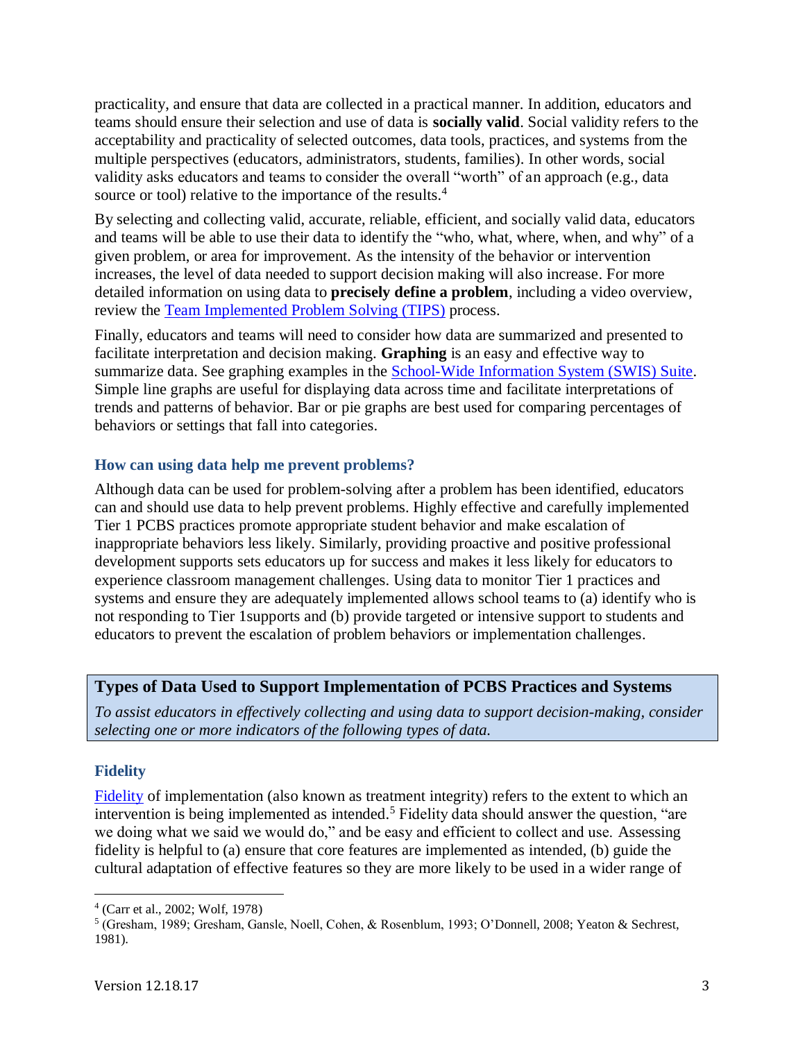practicality, and ensure that data are collected in a practical manner. In addition, educators and teams should ensure their selection and use of data is **socially valid**. Social validity refers to the acceptability and practicality of selected outcomes, data tools, practices, and systems from the multiple perspectives (educators, administrators, students, families). In other words, social validity asks educators and teams to consider the overall "worth" of an approach (e.g., data source or tool) relative to the importance of the results.[4]

By selecting and collecting valid, accurate, reliable, efficient, and socially valid data, educators and teams will be able to use their data to identify the "who, what, where, when, and why" of a given problem, or area for improvement. As the intensity of the behavior or intervention increases, the level of data needed to support decision making will also increase. For more detailed information on using data to **precisely define a problem**, including a video overview, review the Team Implemented Problem Solving (TIPS) process.

Finally, educators and teams will need to consider how data are summarized and presented to facilitate interpretation and decision making. **Graphing** is an easy and effective way to summarize data. See graphing examples in the School-Wide Information System (SWIS) Suite. Simple line graphs are useful for displaying data across time and facilitate interpretations of trends and patterns of behavior. Bar or pie graphs are best used for comparing percentages of behaviors or settings that fall into categories.

### How can using data help me prevent problems?

Although data can be used for problem-solving after a problem has been identified, educators can and should use data to help prevent problems. Highly effective and carefully implemented Tier 1 PCBS practices promote appropriate student behavior and make escalation of inappropriate behaviors less likely. Similarly, providing proactive and positive professional development supports sets educators up for success and makes it less likely for educators to experience classroom management challenges. Using data to monitor Tier 1 practices and systems and ensure they are adequately implemented allows school teams to (a) identify who is not responding to Tier 1supports and (b) provide targeted or intensive support to students and educators to prevent the escalation of problem behaviors or implementation challenges.

## Types of Data Used to Support Implementation of PCBS Practices and Systems

*To assist educators in effectively collecting and using data to support decision-making, consider selecting one or more indicators of the following types of data.*

### Fidelity

Fidelity of implementation (also known as treatment integrity) refers to the extent to which an intervention is being implemented as intended.[5] Fidelity data should answer the question, "are we doing what we said we would do," and be easy and efficient to collect and use. Assessing fidelity is helpful to (a) ensure that core features are implemented as intended, (b) guide the cultural adaptation of effective features so they are more likely to be used in a wider range of

---

[4] (Carr et al., 2002; Wolf, 1978)

[5] (Gresham, 1989; Gresham, Gansle, Noell, Cohen, & Rosenblum, 1993; O'Donnell, 2008; Yeaton & Sechrest, 1981).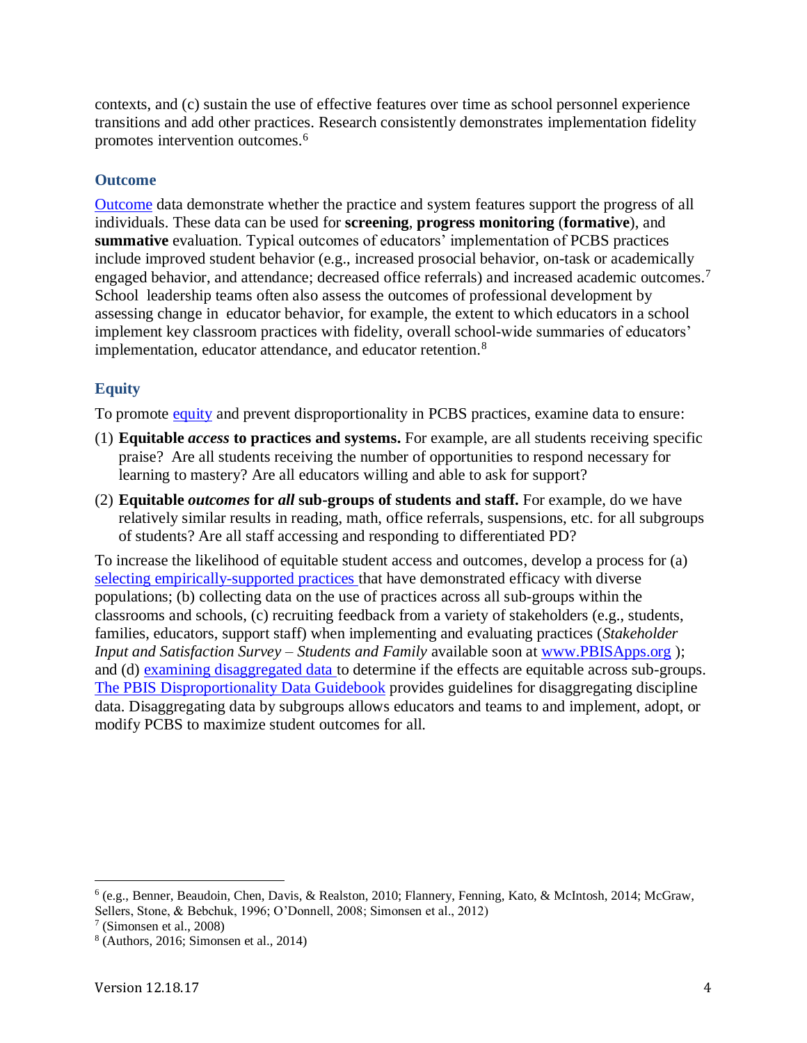contexts, and (c) sustain the use of effective features over time as school personnel experience transitions and add other practices. Research consistently demonstrates implementation fidelity promotes intervention outcomes.[6]

### Outcome

Outcome data demonstrate whether the practice and system features support the progress of all individuals. These data can be used for **screening**, **progress monitoring** (**formative**), and **summative** evaluation. Typical outcomes of educators' implementation of PCBS practices include improved student behavior (e.g., increased prosocial behavior, on-task or academically engaged behavior, and attendance; decreased office referrals) and increased academic outcomes.[7] School leadership teams often also assess the outcomes of professional development by assessing change in educator behavior, for example, the extent to which educators in a school implement key classroom practices with fidelity, overall school-wide summaries of educators' implementation, educator attendance, and educator retention.[8]

### Equity

To promote equity and prevent disproportionality in PCBS practices, examine data to ensure:

(1) **Equitable *access* to practices and systems.** For example, are all students receiving specific praise? Are all students receiving the number of opportunities to respond necessary for learning to mastery? Are all educators willing and able to ask for support?

(2) **Equitable *outcomes* for *all* sub-groups of students and staff.** For example, do we have relatively similar results in reading, math, office referrals, suspensions, etc. for all subgroups of students? Are all staff accessing and responding to differentiated PD?

To increase the likelihood of equitable student access and outcomes, develop a process for (a) selecting empirically-supported practices that have demonstrated efficacy with diverse populations; (b) collecting data on the use of practices across all sub-groups within the classrooms and schools, (c) recruiting feedback from a variety of stakeholders (e.g., students, families, educators, support staff) when implementing and evaluating practices (*Stakeholder Input and Satisfaction Survey – Students and Family* available soon at www.PBISApps.org ); and (d) examining disaggregated data to determine if the effects are equitable across sub-groups. The PBIS Disproportionality Data Guidebook provides guidelines for disaggregating discipline data. Disaggregating data by subgroups allows educators and teams to and implement, adopt, or modify PCBS to maximize student outcomes for all.

---

[6] (e.g., Benner, Beaudoin, Chen, Davis, & Realston, 2010; Flannery, Fenning, Kato, & McIntosh, 2014; McGraw, Sellers, Stone, & Bebchuk, 1996; O'Donnell, 2008; Simonsen et al., 2012)

[7] (Simonsen et al., 2008)

[8] (Authors, 2016; Simonsen et al., 2014)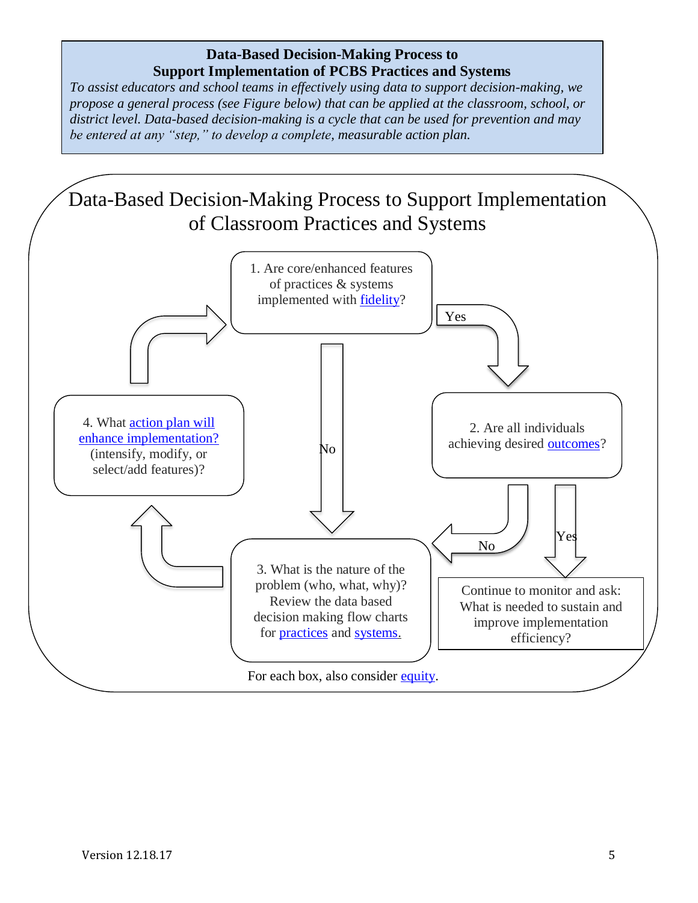**Data-Based Decision-Making Process to**
**Support Implementation of PCBS Practices and Systems**

*To assist educators and school teams in effectively using data to support decision-making, we propose a general process (see Figure below) that can be applied at the classroom, school, or district level. Data-based decision-making is a cycle that can be used for prevention and may be entered at any "step," to develop a complete, measurable action plan.*

## Data-Based Decision-Making Process to Support Implementation of Classroom Practices and Systems

1. Are core/enhanced features of practices & systems implemented with fidelity?
   - Yes → 2
   - No → 3

2. Are all individuals achieving desired outcomes?
   - No → 3
   - Yes → Continue to monitor and ask: What is needed to sustain and improve implementation efficiency?

3. What is the nature of the problem (who, what, why)? Review the data based decision making flow charts for practices and systems.
   - → 4

4. What action plan will enhance implementation? (intensify, modify, or select/add features)?
   - → 1

For each box, also consider equity.

Version 12.18.17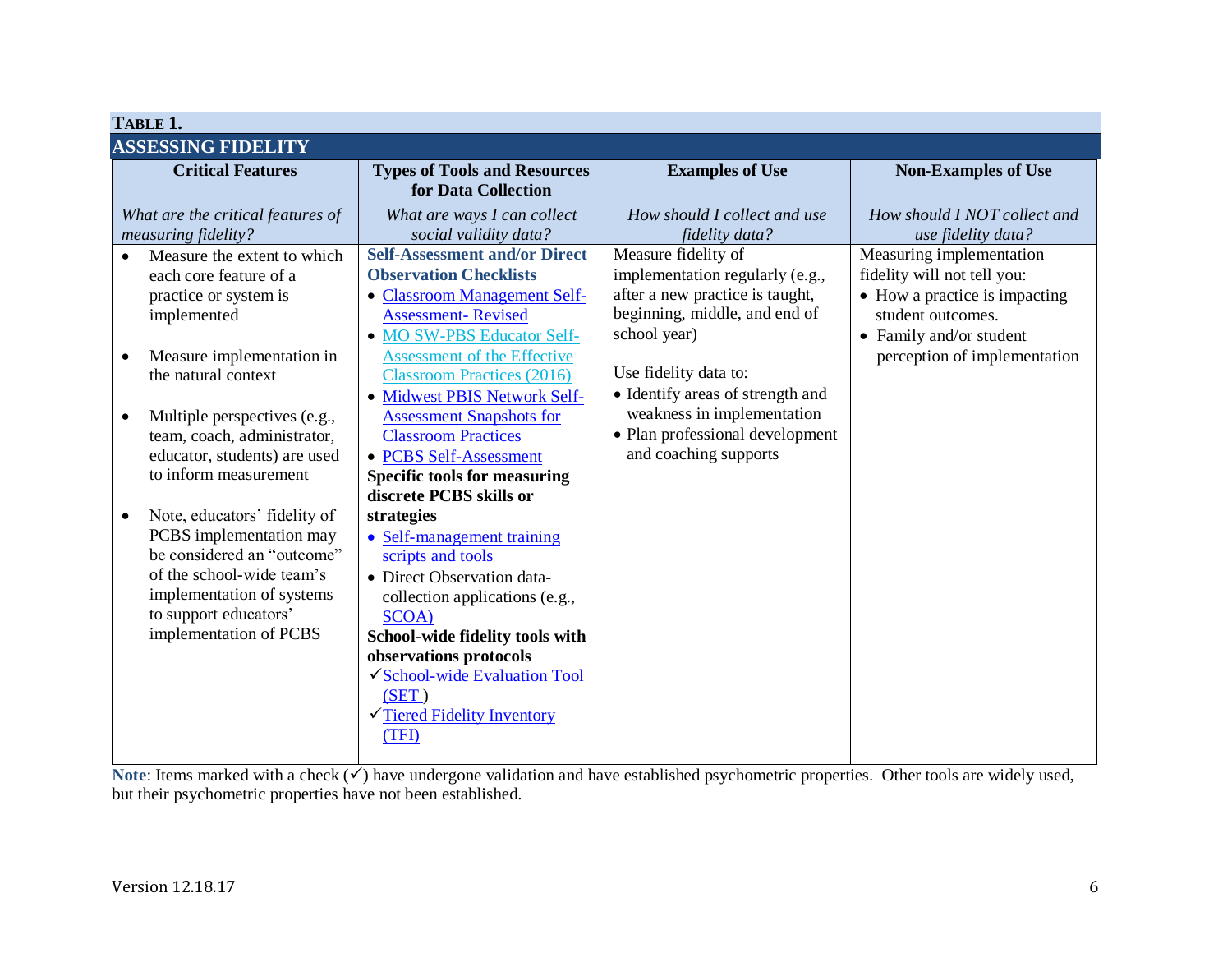**TABLE 1.**

**ASSESSING FIDELITY**

| **Critical Features**<br><br>*What are the critical features of measuring fidelity?* | **Types of Tools and Resources for Data Collection**<br><br>*What are ways I can collect social validity data?* | **Examples of Use**<br><br>*How should I collect and use fidelity data?* | **Non-Examples of Use**<br><br>*How should I NOT collect and use fidelity data?* |
|---|---|---|---|
| • Measure the extent to which each core feature of a practice or system is implemented<br><br>• Measure implementation in the natural context<br><br>• Multiple perspectives (e.g., team, coach, administrator, educator, students) are used to inform measurement<br><br>• Note, educators' fidelity of PCBS implementation may be considered an "outcome" of the school-wide team's implementation of systems to support educators' implementation of PCBS | **Self-Assessment and/or Direct Observation Checklists**<br>• Classroom Management Self-Assessment- Revised<br>• MO SW-PBS Educator Self-Assessment of the Effective Classroom Practices (2016)<br>• Midwest PBIS Network Self-Assessment Snapshots for Classroom Practices<br>• PCBS Self-Assessment<br>**Specific tools for measuring discrete PCBS skills or strategies**<br>• Self-management training scripts and tools<br>• Direct Observation data-collection applications (e.g., SCOA)<br>**School-wide fidelity tools with observations protocols**<br>✓School-wide Evaluation Tool (SET )<br>✓Tiered Fidelity Inventory (TFI) | Measure fidelity of implementation regularly (e.g., after a new practice is taught, beginning, middle, and end of school year)<br><br>Use fidelity data to:<br>• Identify areas of strength and weakness in implementation<br>• Plan professional development and coaching supports | Measuring implementation fidelity will not tell you:<br>• How a practice is impacting student outcomes.<br>• Family and/or student perception of implementation |

**Note**: Items marked with a check (✓) have undergone validation and have established psychometric properties. Other tools are widely used, but their psychometric properties have not been established.

Version 12.18.17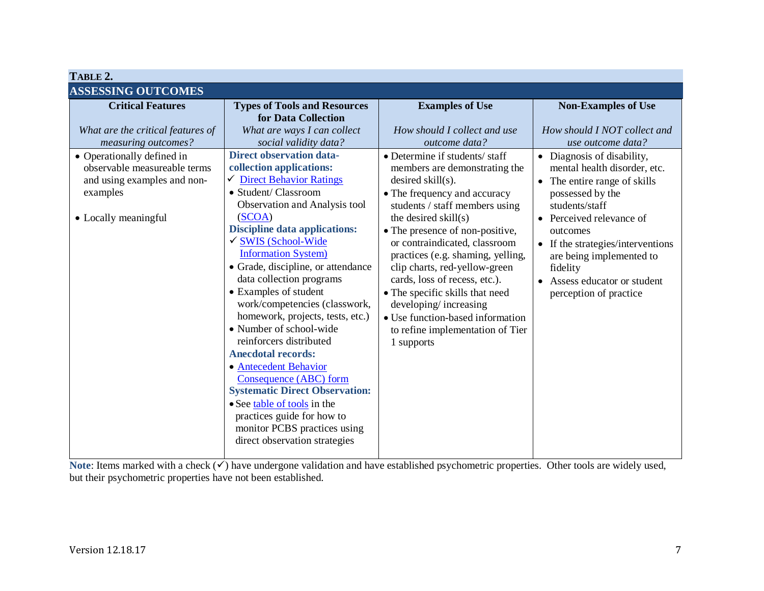**TABLE 2.**

**ASSESSING OUTCOMES**

| **Critical Features**<br><br>*What are the critical features of measuring outcomes?* | **Types of Tools and Resources for Data Collection**<br>*What are ways I can collect social validity data?* | **Examples of Use**<br><br>*How should I collect and use outcome data?* | **Non-Examples of Use**<br><br>*How should I NOT collect and use outcome data?* |
|---|---|---|---|
| • Operationally defined in observable measureable terms and using examples and non-examples<br><br>• Locally meaningful | **Direct observation data-collection applications:**<br>✓ Direct Behavior Ratings<br>• Student/ Classroom Observation and Analysis tool (SCOA)<br>**Discipline data applications:**<br>✓ SWIS (School-Wide Information System)<br>• Grade, discipline, or attendance data collection programs<br>• Examples of student work/competencies (classwork, homework, projects, tests, etc.)<br>• Number of school-wide reinforcers distributed<br>**Anecdotal records:**<br>• Antecedent Behavior Consequence (ABC) form<br>**Systematic Direct Observation:**<br>• See table of tools in the practices guide for how to monitor PCBS practices using direct observation strategies | • Determine if students/ staff members are demonstrating the desired skill(s).<br>• The frequency and accuracy students / staff members using the desired skill(s)<br>• The presence of non-positive, or contraindicated, classroom practices (e.g. shaming, yelling, clip charts, red-yellow-green cards, loss of recess, etc.).<br>• The specific skills that need developing/ increasing<br>• Use function-based information to refine implementation of Tier 1 supports | • Diagnosis of disability, mental health disorder, etc.<br>• The entire range of skills possessed by the students/staff<br>• Perceived relevance of outcomes<br>• If the strategies/interventions are being implemented to fidelity<br>• Assess educator or student perception of practice |

**Note**: Items marked with a check (✓) have undergone validation and have established psychometric properties. Other tools are widely used, but their psychometric properties have not been established.

Version 12.18.17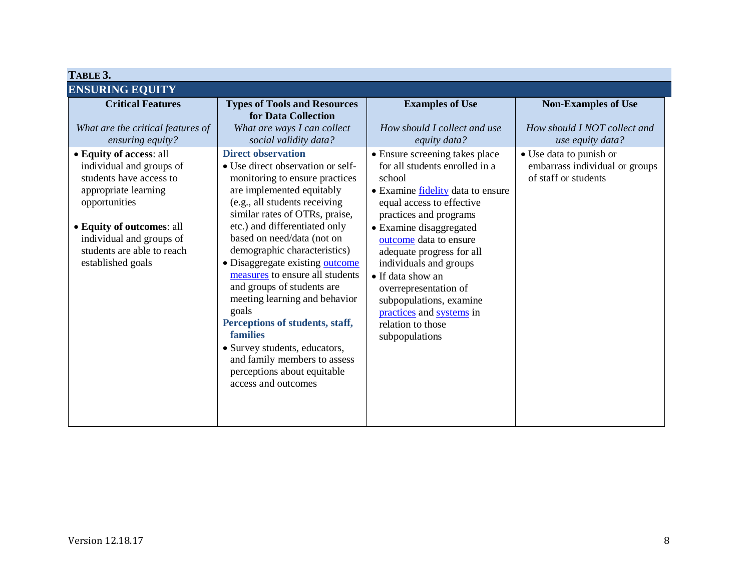**TABLE 3.**

**ENSURING EQUITY**

| **Critical Features**<br><br>*What are the critical features of ensuring equity?* | **Types of Tools and Resources for Data Collection**<br><br>*What are ways I can collect social validity data?* | **Examples of Use**<br><br>*How should I collect and use equity data?* | **Non-Examples of Use**<br><br>*How should I NOT collect and use equity data?* |
|---|---|---|---|
| • **Equity of access**: all individual and groups of students have access to appropriate learning opportunities<br><br>• **Equity of outcomes**: all individual and groups of students are able to reach established goals | **Direct observation**<br>• Use direct observation or self-monitoring to ensure practices are implemented equitably (e.g., all students receiving similar rates of OTRs, praise, etc.) and differentiated only based on need/data (not on demographic characteristics)<br>• Disaggregate existing outcome measures to ensure all students and groups of students are meeting learning and behavior goals<br>**Perceptions of students, staff, families**<br>• Survey students, educators, and family members to assess perceptions about equitable access and outcomes | • Ensure screening takes place for all students enrolled in a school<br>• Examine fidelity data to ensure equal access to effective practices and programs<br>• Examine disaggregated outcome data to ensure adequate progress for all individuals and groups<br>• If data show an overrepresentation of subpopulations, examine practices and systems in relation to those subpopulations | • Use data to punish or embarrass individual or groups of staff or students |

Version 12.18.17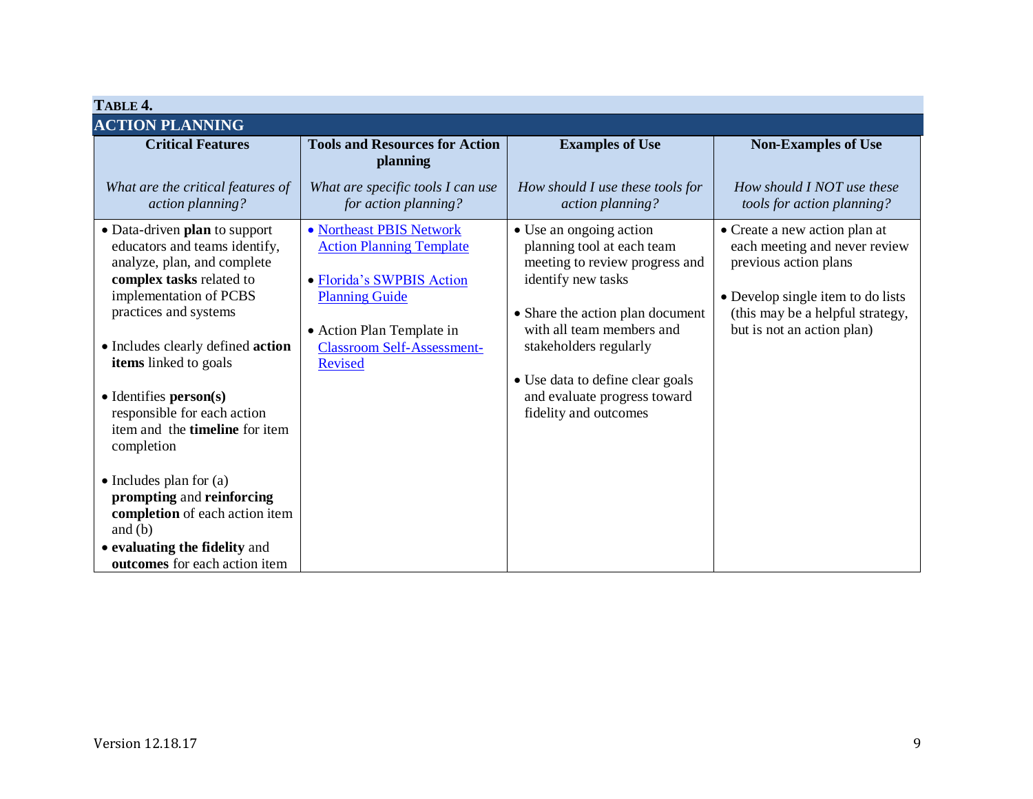**TABLE 4.**

**ACTION PLANNING**

| **Critical Features**<br><br>*What are the critical features of action planning?* | **Tools and Resources for Action planning**<br><br>*What are specific tools I can use for action planning?* | **Examples of Use**<br><br>*How should I use these tools for action planning?* | **Non-Examples of Use**<br><br>*How should I NOT use these tools for action planning?* |
|---|---|---|---|
| • Data-driven **plan** to support educators and teams identify, analyze, plan, and complete **complex tasks** related to implementation of PCBS practices and systems<br><br>• Includes clearly defined **action items** linked to goals<br><br>• Identifies **person(s)** responsible for each action item and the **timeline** for item completion<br><br>• Includes plan for (a) **prompting** and **reinforcing completion** of each action item and (b)<br>• **evaluating the fidelity** and **outcomes** for each action item | • Northeast PBIS Network Action Planning Template<br><br>• Florida's SWPBIS Action Planning Guide<br><br>• Action Plan Template in Classroom Self-Assessment-Revised | • Use an ongoing action planning tool at each team meeting to review progress and identify new tasks<br><br>• Share the action plan document with all team members and stakeholders regularly<br><br>• Use data to define clear goals and evaluate progress toward fidelity and outcomes | • Create a new action plan at each meeting and never review previous action plans<br><br>• Develop single item to do lists (this may be a helpful strategy, but is not an action plan) |

Version 12.18.17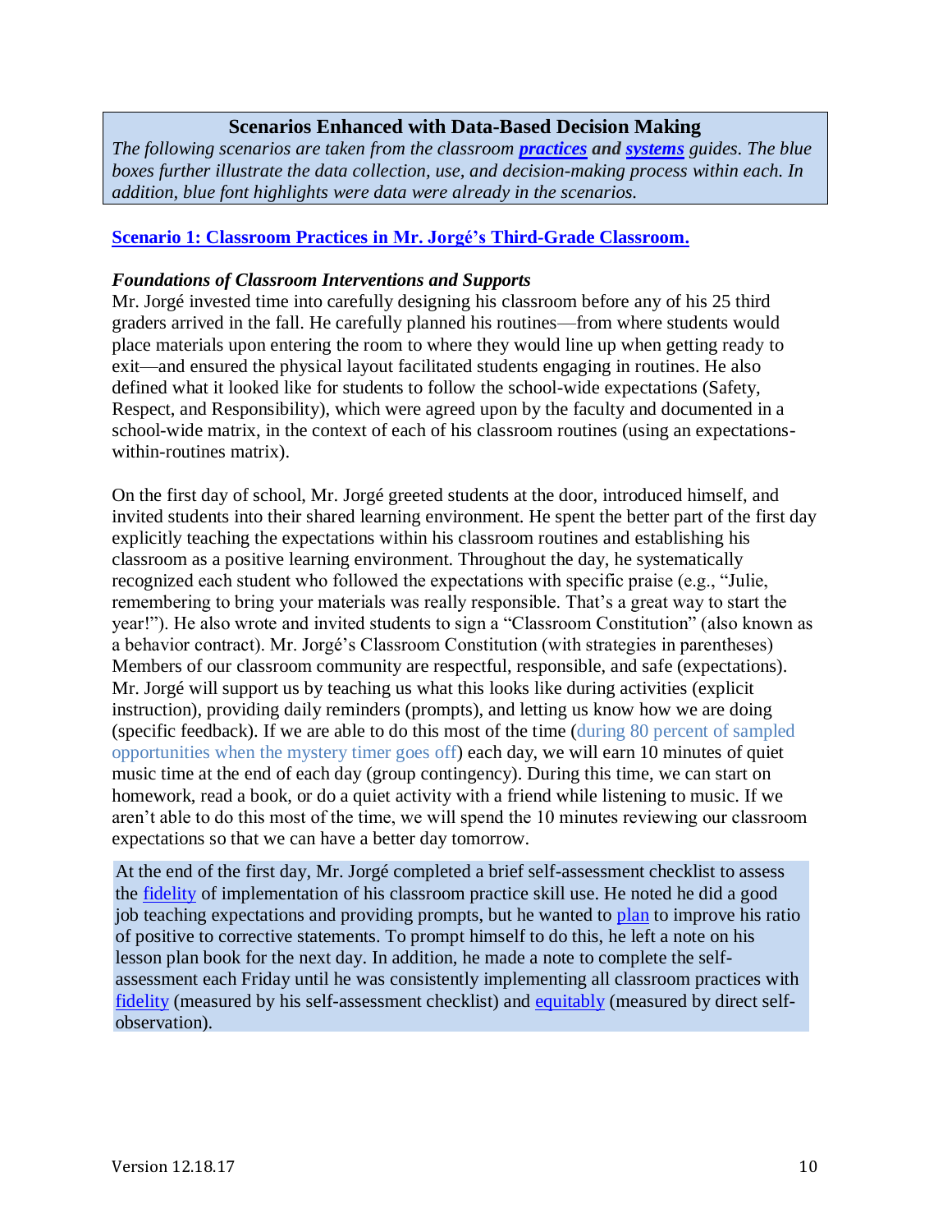**Scenarios Enhanced with Data-Based Decision Making**

*The following scenarios are taken from the classroom* ***practices*** *and* ***systems*** *guides. The blue boxes further illustrate the data collection, use, and decision-making process within each. In addition, blue font highlights were data were already in the scenarios.*

## Scenario 1: Classroom Practices in Mr. Jorgé's Third-Grade Classroom.

### *Foundations of Classroom Interventions and Supports*

Mr. Jorgé invested time into carefully designing his classroom before any of his 25 third graders arrived in the fall. He carefully planned his routines—from where students would place materials upon entering the room to where they would line up when getting ready to exit—and ensured the physical layout facilitated students engaging in routines. He also defined what it looked like for students to follow the school-wide expectations (Safety, Respect, and Responsibility), which were agreed upon by the faculty and documented in a school-wide matrix, in the context of each of his classroom routines (using an expectations-within-routines matrix).

On the first day of school, Mr. Jorgé greeted students at the door, introduced himself, and invited students into their shared learning environment. He spent the better part of the first day explicitly teaching the expectations within his classroom routines and establishing his classroom as a positive learning environment. Throughout the day, he systematically recognized each student who followed the expectations with specific praise (e.g., "Julie, remembering to bring your materials was really responsible. That's a great way to start the year!"). He also wrote and invited students to sign a "Classroom Constitution" (also known as a behavior contract). Mr. Jorgé's Classroom Constitution (with strategies in parentheses) Members of our classroom community are respectful, responsible, and safe (expectations). Mr. Jorgé will support us by teaching us what this looks like during activities (explicit instruction), providing daily reminders (prompts), and letting us know how we are doing (specific feedback). If we are able to do this most of the time (during 80 percent of sampled opportunities when the mystery timer goes off) each day, we will earn 10 minutes of quiet music time at the end of each day (group contingency). During this time, we can start on homework, read a book, or do a quiet activity with a friend while listening to music. If we aren't able to do this most of the time, we will spend the 10 minutes reviewing our classroom expectations so that we can have a better day tomorrow.

At the end of the first day, Mr. Jorgé completed a brief self-assessment checklist to assess the fidelity of implementation of his classroom practice skill use. He noted he did a good job teaching expectations and providing prompts, but he wanted to plan to improve his ratio of positive to corrective statements. To prompt himself to do this, he left a note on his lesson plan book for the next day. In addition, he made a note to complete the self-assessment each Friday until he was consistently implementing all classroom practices with fidelity (measured by his self-assessment checklist) and equitably (measured by direct self-observation).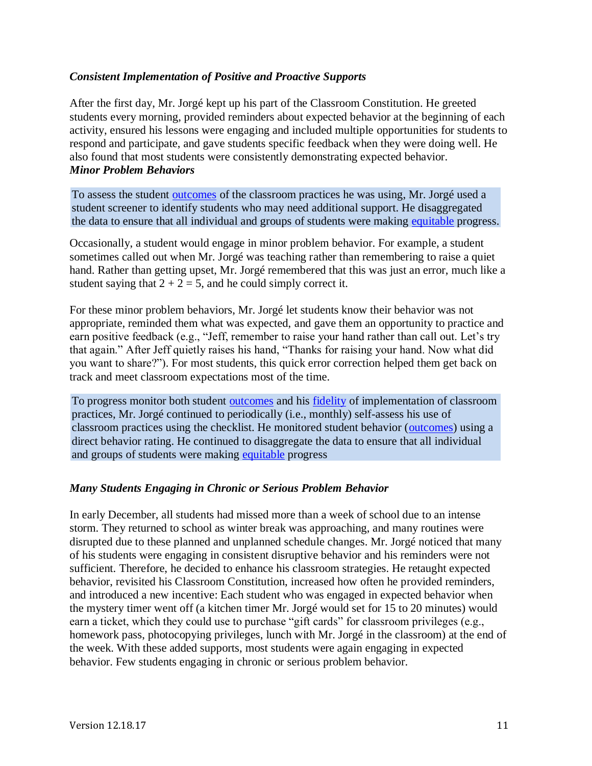### *Consistent Implementation of Positive and Proactive Supports*

After the first day, Mr. Jorgé kept up his part of the Classroom Constitution. He greeted students every morning, provided reminders about expected behavior at the beginning of each activity, ensured his lessons were engaging and included multiple opportunities for students to respond and participate, and gave students specific feedback when they were doing well. He also found that most students were consistently demonstrating expected behavior.

### *Minor Problem Behaviors*

> To assess the student outcomes of the classroom practices he was using, Mr. Jorgé used a student screener to identify students who may need additional support. He disaggregated the data to ensure that all individual and groups of students were making equitable progress.

Occasionally, a student would engage in minor problem behavior. For example, a student sometimes called out when Mr. Jorgé was teaching rather than remembering to raise a quiet hand. Rather than getting upset, Mr. Jorgé remembered that this was just an error, much like a student saying that 2 + 2 = 5, and he could simply correct it.

For these minor problem behaviors, Mr. Jorgé let students know their behavior was not appropriate, reminded them what was expected, and gave them an opportunity to practice and earn positive feedback (e.g., "Jeff, remember to raise your hand rather than call out. Let's try that again." After Jeff quietly raises his hand, "Thanks for raising your hand. Now what did you want to share?"). For most students, this quick error correction helped them get back on track and meet classroom expectations most of the time.

> To progress monitor both student outcomes and his fidelity of implementation of classroom practices, Mr. Jorgé continued to periodically (i.e., monthly) self-assess his use of classroom practices using the checklist. He monitored student behavior (outcomes) using a direct behavior rating. He continued to disaggregate the data to ensure that all individual and groups of students were making equitable progress

### *Many Students Engaging in Chronic or Serious Problem Behavior*

In early December, all students had missed more than a week of school due to an intense storm. They returned to school as winter break was approaching, and many routines were disrupted due to these planned and unplanned schedule changes. Mr. Jorgé noticed that many of his students were engaging in consistent disruptive behavior and his reminders were not sufficient. Therefore, he decided to enhance his classroom strategies. He retaught expected behavior, revisited his Classroom Constitution, increased how often he provided reminders, and introduced a new incentive: Each student who was engaged in expected behavior when the mystery timer went off (a kitchen timer Mr. Jorgé would set for 15 to 20 minutes) would earn a ticket, which they could use to purchase "gift cards" for classroom privileges (e.g., homework pass, photocopying privileges, lunch with Mr. Jorgé in the classroom) at the end of the week. With these added supports, most students were again engaging in expected behavior. Few students engaging in chronic or serious problem behavior.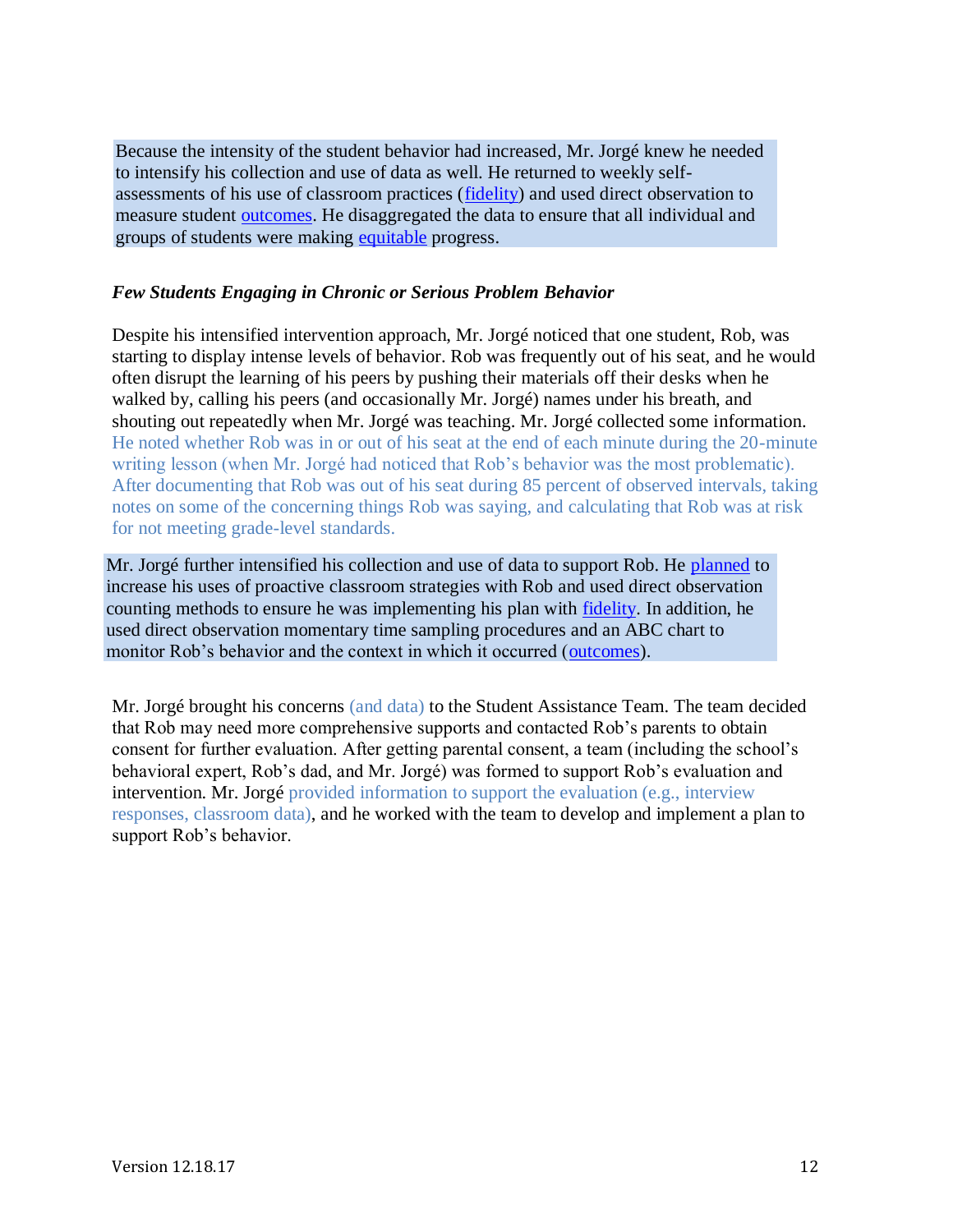Because the intensity of the student behavior had increased, Mr. Jorgé knew he needed to intensify his collection and use of data as well. He returned to weekly self-assessments of his use of classroom practices (fidelity) and used direct observation to measure student outcomes. He disaggregated the data to ensure that all individual and groups of students were making equitable progress.

### *Few Students Engaging in Chronic or Serious Problem Behavior*

Despite his intensified intervention approach, Mr. Jorgé noticed that one student, Rob, was starting to display intense levels of behavior. Rob was frequently out of his seat, and he would often disrupt the learning of his peers by pushing their materials off their desks when he walked by, calling his peers (and occasionally Mr. Jorgé) names under his breath, and shouting out repeatedly when Mr. Jorgé was teaching. Mr. Jorgé collected some information. He noted whether Rob was in or out of his seat at the end of each minute during the 20-minute writing lesson (when Mr. Jorgé had noticed that Rob's behavior was the most problematic). After documenting that Rob was out of his seat during 85 percent of observed intervals, taking notes on some of the concerning things Rob was saying, and calculating that Rob was at risk for not meeting grade-level standards.

Mr. Jorgé further intensified his collection and use of data to support Rob. He planned to increase his uses of proactive classroom strategies with Rob and used direct observation counting methods to ensure he was implementing his plan with fidelity. In addition, he used direct observation momentary time sampling procedures and an ABC chart to monitor Rob's behavior and the context in which it occurred (outcomes).

Mr. Jorgé brought his concerns (and data) to the Student Assistance Team. The team decided that Rob may need more comprehensive supports and contacted Rob's parents to obtain consent for further evaluation. After getting parental consent, a team (including the school's behavioral expert, Rob's dad, and Mr. Jorgé) was formed to support Rob's evaluation and intervention. Mr. Jorgé provided information to support the evaluation (e.g., interview responses, classroom data), and he worked with the team to develop and implement a plan to support Rob's behavior.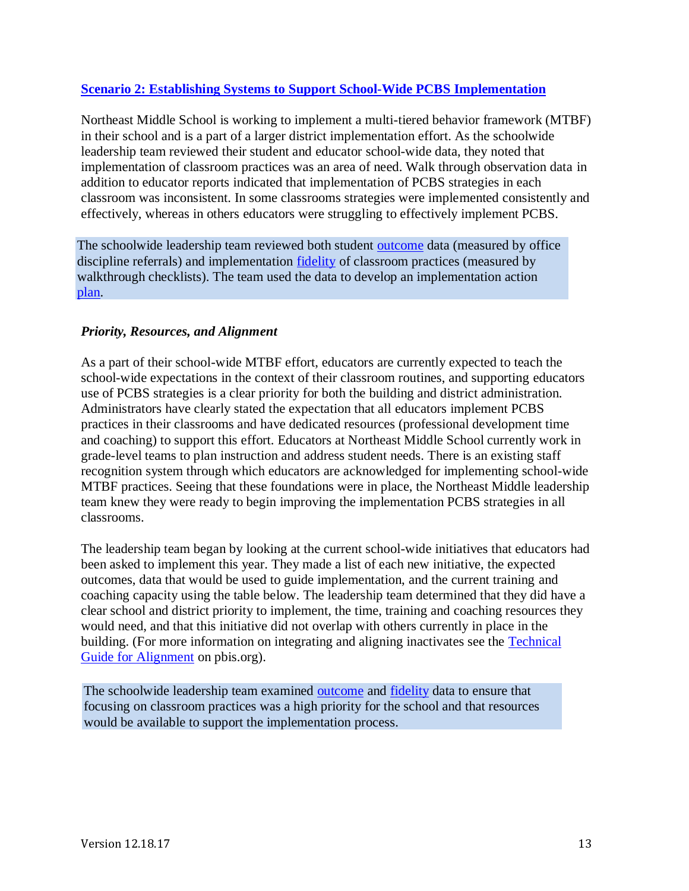## Scenario 2: Establishing Systems to Support School-Wide PCBS Implementation

Northeast Middle School is working to implement a multi-tiered behavior framework (MTBF) in their school and is a part of a larger district implementation effort. As the schoolwide leadership team reviewed their student and educator school-wide data, they noted that implementation of classroom practices was an area of need. Walk through observation data in addition to educator reports indicated that implementation of PCBS strategies in each classroom was inconsistent. In some classrooms strategies were implemented consistently and effectively, whereas in others educators were struggling to effectively implement PCBS.

> The schoolwide leadership team reviewed both student outcome data (measured by office discipline referrals) and implementation fidelity of classroom practices (measured by walkthrough checklists). The team used the data to develop an implementation action plan.

### *Priority, Resources, and Alignment*

As a part of their school-wide MTBF effort, educators are currently expected to teach the school-wide expectations in the context of their classroom routines, and supporting educators use of PCBS strategies is a clear priority for both the building and district administration. Administrators have clearly stated the expectation that all educators implement PCBS practices in their classrooms and have dedicated resources (professional development time and coaching) to support this effort. Educators at Northeast Middle School currently work in grade-level teams to plan instruction and address student needs. There is an existing staff recognition system through which educators are acknowledged for implementing school-wide MTBF practices. Seeing that these foundations were in place, the Northeast Middle leadership team knew they were ready to begin improving the implementation PCBS strategies in all classrooms.

The leadership team began by looking at the current school-wide initiatives that educators had been asked to implement this year. They made a list of each new initiative, the expected outcomes, data that would be used to guide implementation, and the current training and coaching capacity using the table below. The leadership team determined that they did have a clear school and district priority to implement, the time, training and coaching resources they would need, and that this initiative did not overlap with others currently in place in the building. (For more information on integrating and aligning inactivates see the Technical Guide for Alignment on pbis.org).

> The schoolwide leadership team examined outcome and fidelity data to ensure that focusing on classroom practices was a high priority for the school and that resources would be available to support the implementation process.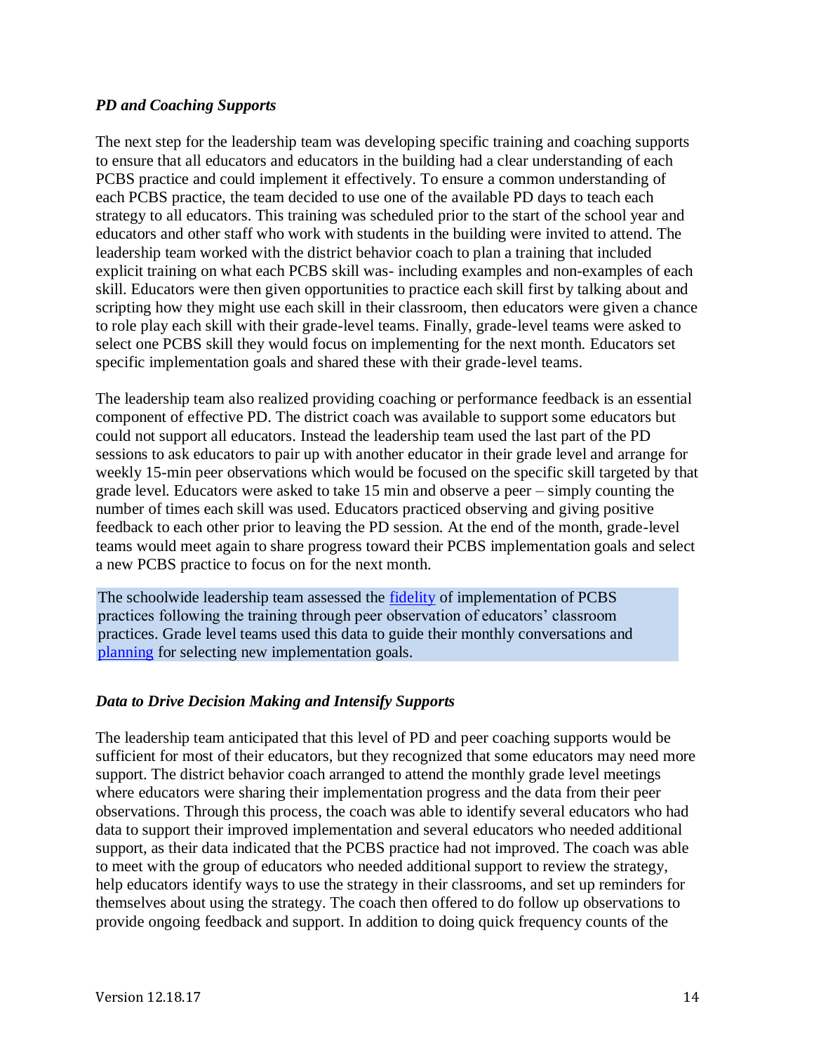### *PD and Coaching Supports*

The next step for the leadership team was developing specific training and coaching supports to ensure that all educators and educators in the building had a clear understanding of each PCBS practice and could implement it effectively. To ensure a common understanding of each PCBS practice, the team decided to use one of the available PD days to teach each strategy to all educators. This training was scheduled prior to the start of the school year and educators and other staff who work with students in the building were invited to attend. The leadership team worked with the district behavior coach to plan a training that included explicit training on what each PCBS skill was- including examples and non-examples of each skill. Educators were then given opportunities to practice each skill first by talking about and scripting how they might use each skill in their classroom, then educators were given a chance to role play each skill with their grade-level teams. Finally, grade-level teams were asked to select one PCBS skill they would focus on implementing for the next month. Educators set specific implementation goals and shared these with their grade-level teams.

The leadership team also realized providing coaching or performance feedback is an essential component of effective PD. The district coach was available to support some educators but could not support all educators. Instead the leadership team used the last part of the PD sessions to ask educators to pair up with another educator in their grade level and arrange for weekly 15-min peer observations which would be focused on the specific skill targeted by that grade level. Educators were asked to take 15 min and observe a peer – simply counting the number of times each skill was used. Educators practiced observing and giving positive feedback to each other prior to leaving the PD session. At the end of the month, grade-level teams would meet again to share progress toward their PCBS implementation goals and select a new PCBS practice to focus on for the next month.

> The schoolwide leadership team assessed the fidelity of implementation of PCBS practices following the training through peer observation of educators' classroom practices. Grade level teams used this data to guide their monthly conversations and planning for selecting new implementation goals.

### *Data to Drive Decision Making and Intensify Supports*

The leadership team anticipated that this level of PD and peer coaching supports would be sufficient for most of their educators, but they recognized that some educators may need more support. The district behavior coach arranged to attend the monthly grade level meetings where educators were sharing their implementation progress and the data from their peer observations. Through this process, the coach was able to identify several educators who had data to support their improved implementation and several educators who needed additional support, as their data indicated that the PCBS practice had not improved. The coach was able to meet with the group of educators who needed additional support to review the strategy, help educators identify ways to use the strategy in their classrooms, and set up reminders for themselves about using the strategy. The coach then offered to do follow up observations to provide ongoing feedback and support. In addition to doing quick frequency counts of the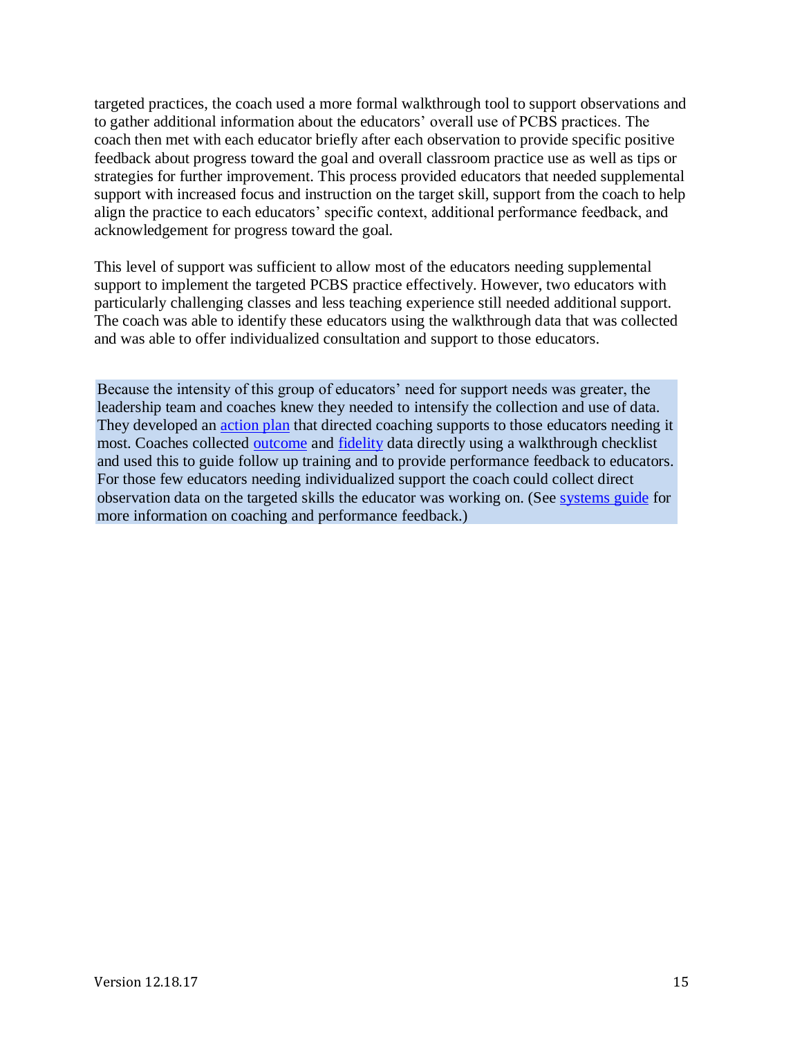targeted practices, the coach used a more formal walkthrough tool to support observations and to gather additional information about the educators' overall use of PCBS practices. The coach then met with each educator briefly after each observation to provide specific positive feedback about progress toward the goal and overall classroom practice use as well as tips or strategies for further improvement. This process provided educators that needed supplemental support with increased focus and instruction on the target skill, support from the coach to help align the practice to each educators' specific context, additional performance feedback, and acknowledgement for progress toward the goal.

This level of support was sufficient to allow most of the educators needing supplemental support to implement the targeted PCBS practice effectively. However, two educators with particularly challenging classes and less teaching experience still needed additional support. The coach was able to identify these educators using the walkthrough data that was collected and was able to offer individualized consultation and support to those educators.

> Because the intensity of this group of educators' need for support needs was greater, the leadership team and coaches knew they needed to intensify the collection and use of data. They developed an action plan that directed coaching supports to those educators needing it most. Coaches collected outcome and fidelity data directly using a walkthrough checklist and used this to guide follow up training and to provide performance feedback to educators. For those few educators needing individualized support the coach could collect direct observation data on the targeted skills the educator was working on. (See systems guide for more information on coaching and performance feedback.)